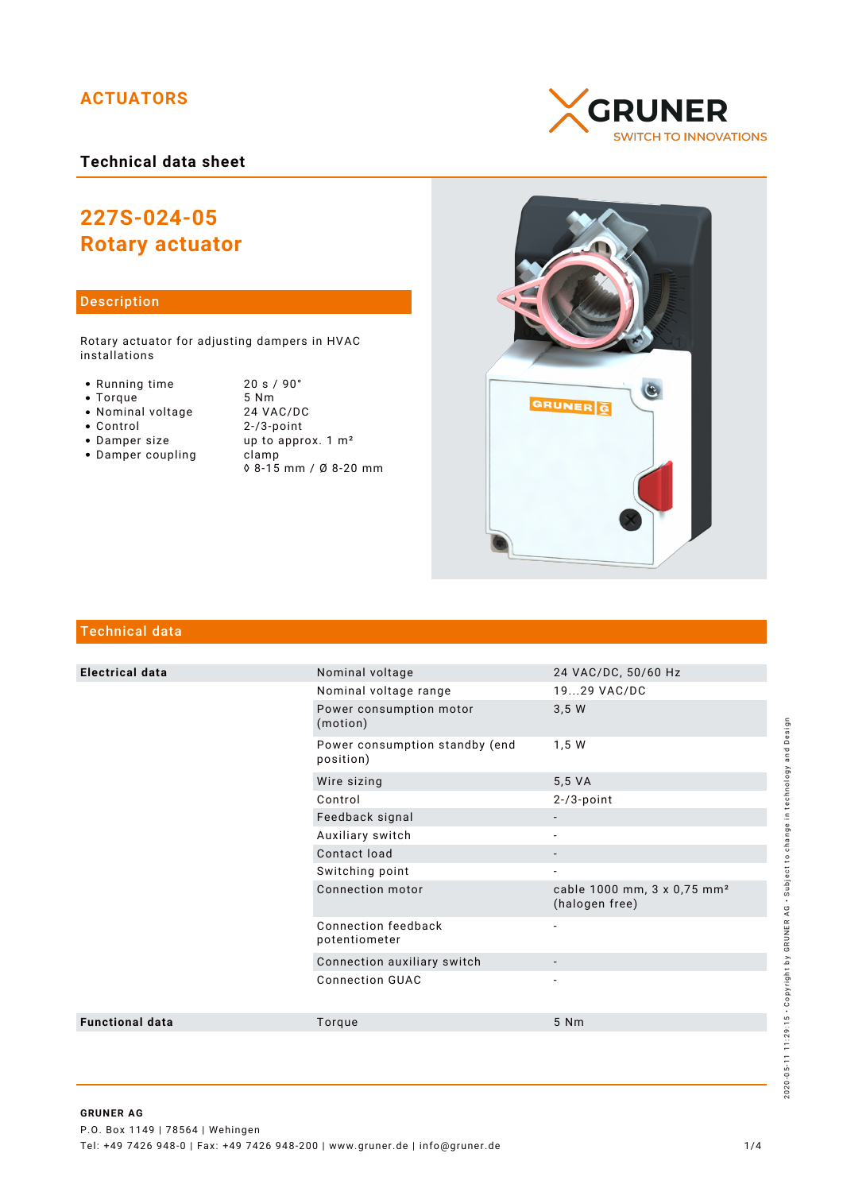ACTUATORS

GRUNER
SWITCH TO INNOVATIONS

Technical data sheet

# 227S-024-05
# Rotary actuator

## Description

Rotary actuator for adjusting dampers in HVAC installations

- Running time: 20 s / 90°
- Torque: 5 Nm
- Nominal voltage: 24 VAC/DC
- Control: 2-/3-point
- Damper size: up to approx. 1 m²
- Damper coupling: clamp ◊ 8-15 mm / Ø 8-20 mm

## Technical data

| | | |
|---|---|---|
| **Electrical data** | Nominal voltage | 24 VAC/DC, 50/60 Hz |
| | Nominal voltage range | 19...29 VAC/DC |
| | Power consumption motor (motion) | 3,5 W |
| | Power consumption standby (end position) | 1,5 W |
| | Wire sizing | 5,5 VA |
| | Control | 2-/3-point |
| | Feedback signal | - |
| | Auxiliary switch | - |
| | Contact load | - |
| | Switching point | - |
| | Connection motor | cable 1000 mm, 3 x 0,75 mm² (halogen free) |
| | Connection feedback potentiometer | - |
| | Connection auxiliary switch | - |
| | Connection GUAC | - |
| **Functional data** | Torque | 5 Nm |

**GRUNER AG**
P.O. Box 1149 | 78564 | Wehingen
Tel: +49 7426 948-0 | Fax: +49 7426 948-200 | www.gruner.de | info@gruner.de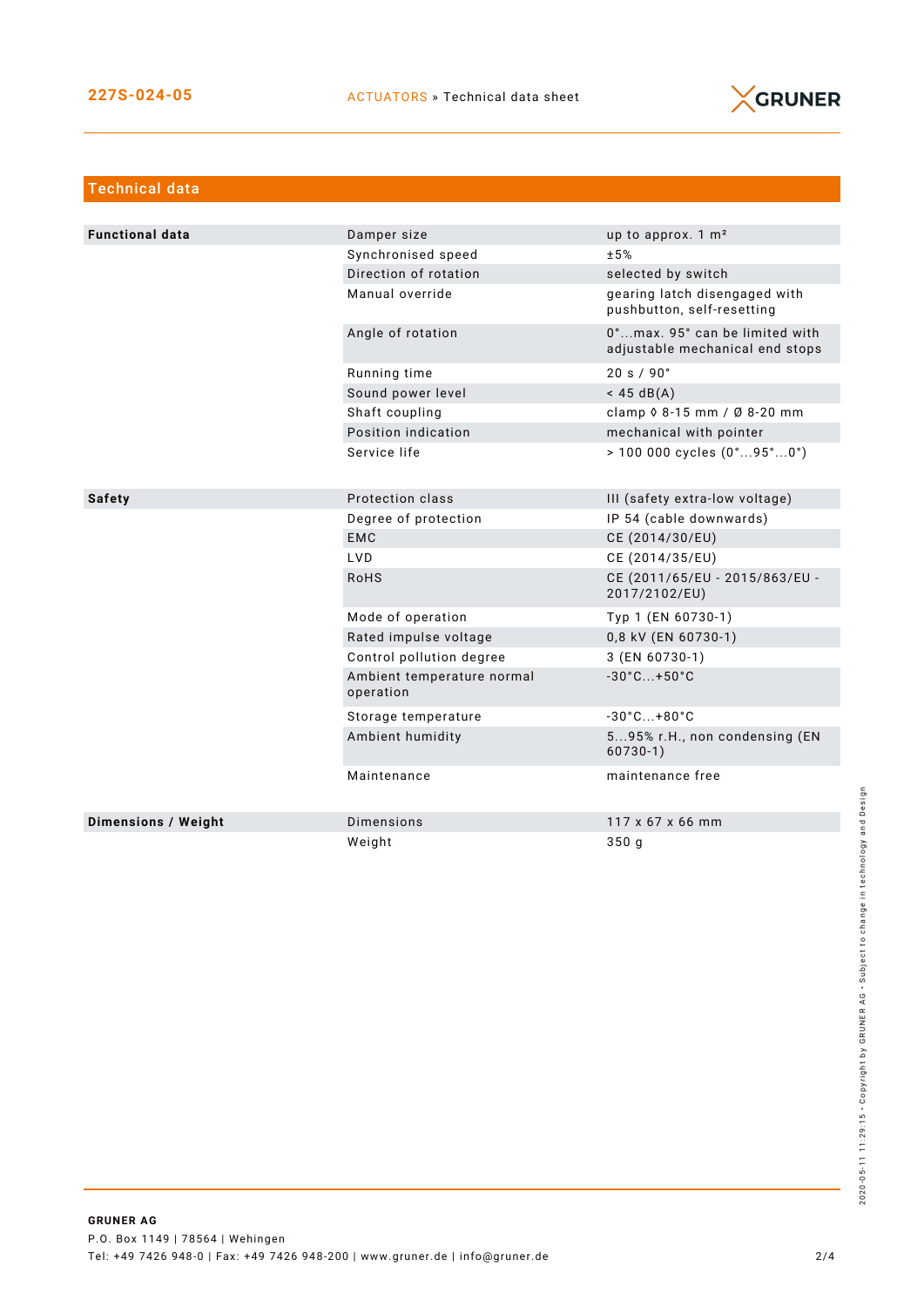## Technical data

| | | |
|---|---|---|
| **Functional data** | Damper size | up to approx. 1 m² |
| | Synchronised speed | ±5% |
| | Direction of rotation | selected by switch |
| | Manual override | gearing latch disengaged with pushbutton, self-resetting |
| | Angle of rotation | 0°...max. 95° can be limited with adjustable mechanical end stops |
| | Running time | 20 s / 90° |
| | Sound power level | < 45 dB(A) |
| | Shaft coupling | clamp ◊ 8-15 mm / Ø 8-20 mm |
| | Position indication | mechanical with pointer |
| | Service life | > 100 000 cycles (0°...95°...0°) |
| **Safety** | Protection class | III (safety extra-low voltage) |
| | Degree of protection | IP 54 (cable downwards) |
| | EMC | CE (2014/30/EU) |
| | LVD | CE (2014/35/EU) |
| | RoHS | CE (2011/65/EU - 2015/863/EU - 2017/2102/EU) |
| | Mode of operation | Typ 1 (EN 60730-1) |
| | Rated impulse voltage | 0,8 kV (EN 60730-1) |
| | Control pollution degree | 3 (EN 60730-1) |
| | Ambient temperature normal operation | -30°C...+50°C |
| | Storage temperature | -30°C...+80°C |
| | Ambient humidity | 5...95% r.H., non condensing (EN 60730-1) |
| | Maintenance | maintenance free |
| **Dimensions / Weight** | Dimensions | 117 x 67 x 66 mm |
| | Weight | 350 g |

**GRUNER AG**
P.O. Box 1149 | 78564 | Wehingen
Tel: +49 7426 948-0 | Fax: +49 7426 948-200 | www.gruner.de | info@gruner.de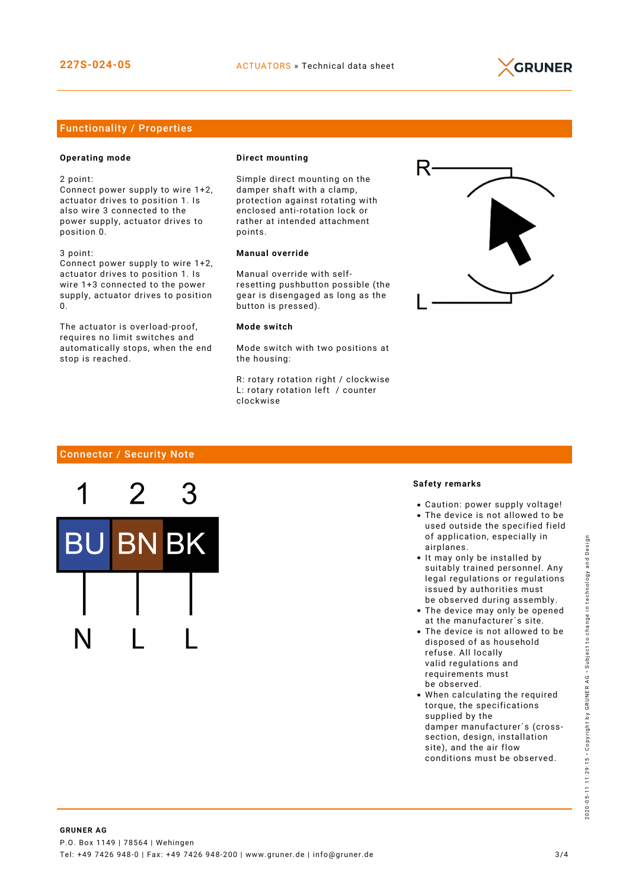## Functionality / Properties

**Operating mode**

2 point:
Connect power supply to wire 1+2, actuator drives to position 1. Is also wire 3 connected to the power supply, actuator drives to position 0.

3 point:
Connect power supply to wire 1+2, actuator drives to position 1. Is wire 1+3 connected to the power supply, actuator drives to position 0.

The actuator is overload-proof, requires no limit switches and automatically stops, when the end stop is reached.

**Direct mounting**

Simple direct mounting on the damper shaft with a clamp, protection against rotating with enclosed anti-rotation lock or rather at intended attachment points.

**Manual override**

Manual override with self-resetting pushbutton possible (the gear is disengaged as long as the button is pressed).

**Mode switch**

Mode switch with two positions at the housing:

R: rotary rotation right / clockwise
L: rotary rotation left / counter clockwise

## Connector / Security Note

| 1 | 2 | 3 |
|---|---|---|
| BU | BN | BK |
| N | L | L |

**Safety remarks**

- Caution: power supply voltage!
- The device is not allowed to be used outside the specified field of application, especially in airplanes.
- It may only be installed by suitably trained personnel. Any legal regulations or regulations issued by authorities must be observed during assembly.
- The device may only be opened at the manufacturer´s site.
- The device is not allowed to be disposed of as household refuse. All locally valid regulations and requirements must be observed.
- When calculating the required torque, the specifications supplied by the damper manufacturer´s (cross-section, design, installation site), and the air flow conditions must be observed.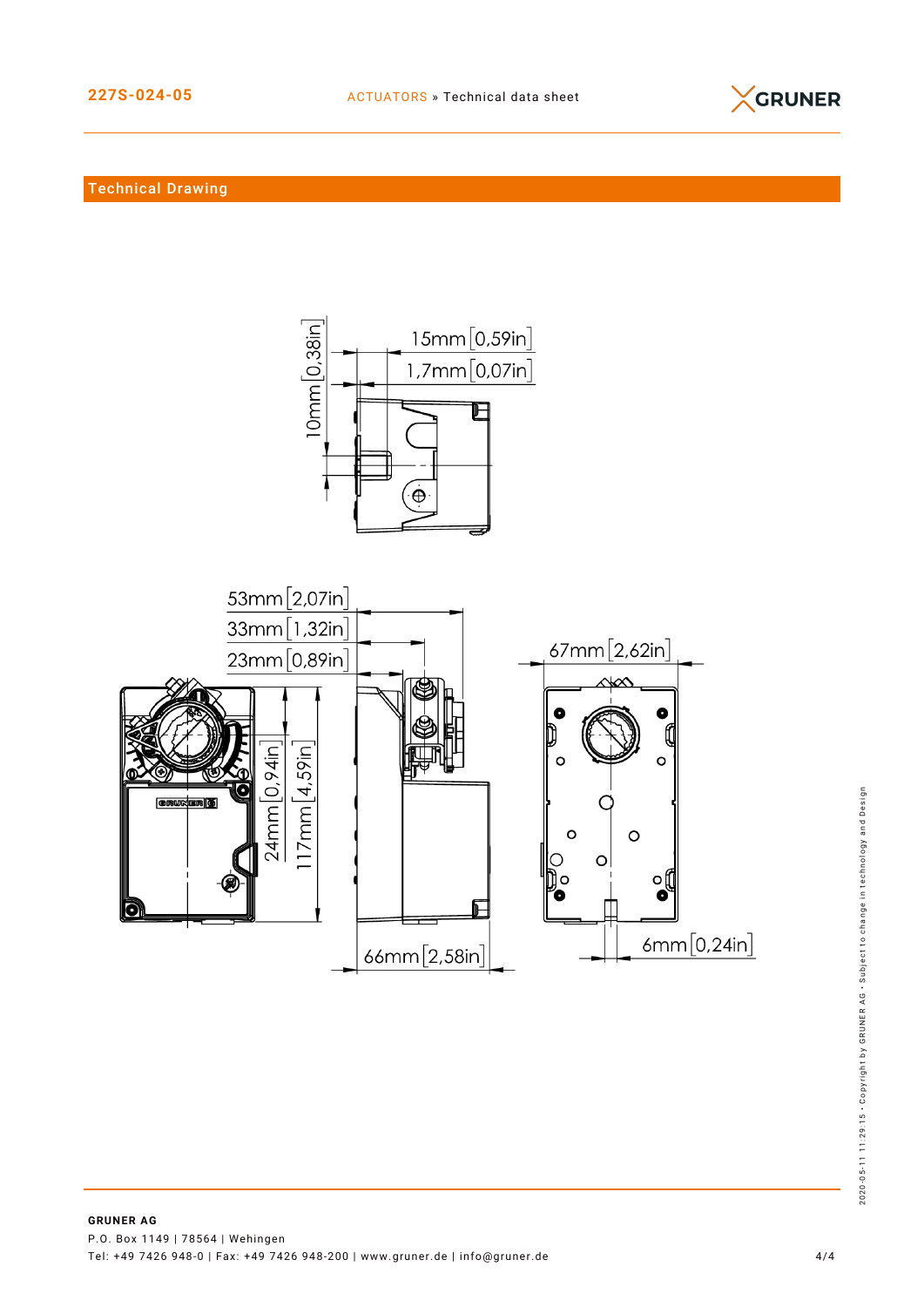## Technical Drawing

15mm [0,59in]

1,7mm [0,07in]

10mm [0,38in]

53mm [2,07in]

33mm [1,32in]

23mm [0,89in]

67mm [2,62in]

24mm [0,94in]

117mm [4,59in]

66mm [2,58in]

6mm [0,24in]

**GRUNER AG**
P.O. Box 1149 | 78564 | Wehingen
Tel: +49 7426 948-0 | Fax: +49 7426 948-200 | www.gruner.de | info@gruner.de